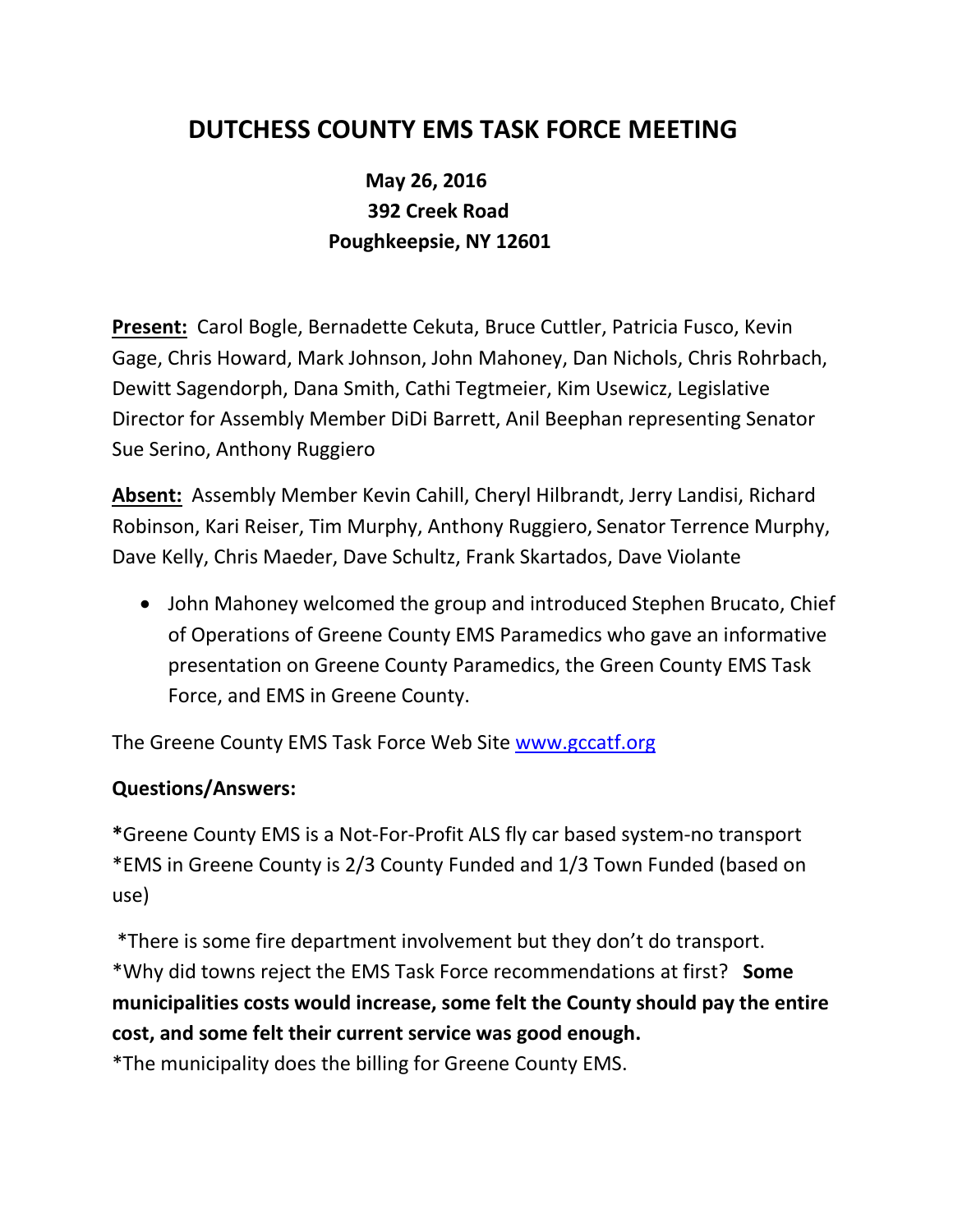# DUTCHESS COUNTY EMS TASK FORCE MEETING

**May 26, 2016**
**392 Creek Road**
**Poughkeepsie, NY 12601**

**Present:** Carol Bogle, Bernadette Cekuta, Bruce Cuttler, Patricia Fusco, Kevin Gage, Chris Howard, Mark Johnson, John Mahoney, Dan Nichols, Chris Rohrbach, Dewitt Sagendorph, Dana Smith, Cathi Tegtmeier, Kim Usewicz, Legislative Director for Assembly Member DiDi Barrett, Anil Beephan representing Senator Sue Serino, Anthony Ruggiero

**Absent:** Assembly Member Kevin Cahill, Cheryl Hilbrandt, Jerry Landisi, Richard Robinson, Kari Reiser, Tim Murphy, Anthony Ruggiero, Senator Terrence Murphy, Dave Kelly, Chris Maeder, Dave Schultz, Frank Skartados, Dave Violante

- John Mahoney welcomed the group and introduced Stephen Brucato, Chief of Operations of Greene County EMS Paramedics who gave an informative presentation on Greene County Paramedics, the Green County EMS Task Force, and EMS in Greene County.

The Greene County EMS Task Force Web Site [www.gccatf.org](http://www.gccatf.org)

**Questions/Answers:**

**\***Greene County EMS is a Not-For-Profit ALS fly car based system-no transport
*EMS in Greene County is 2/3 County Funded and 1/3 Town Funded (based on use)

*There is some fire department involvement but they don't do transport.
*Why did towns reject the EMS Task Force recommendations at first? **Some municipalities costs would increase, some felt the County should pay the entire cost, and some felt their current service was good enough.**
*The municipality does the billing for Greene County EMS.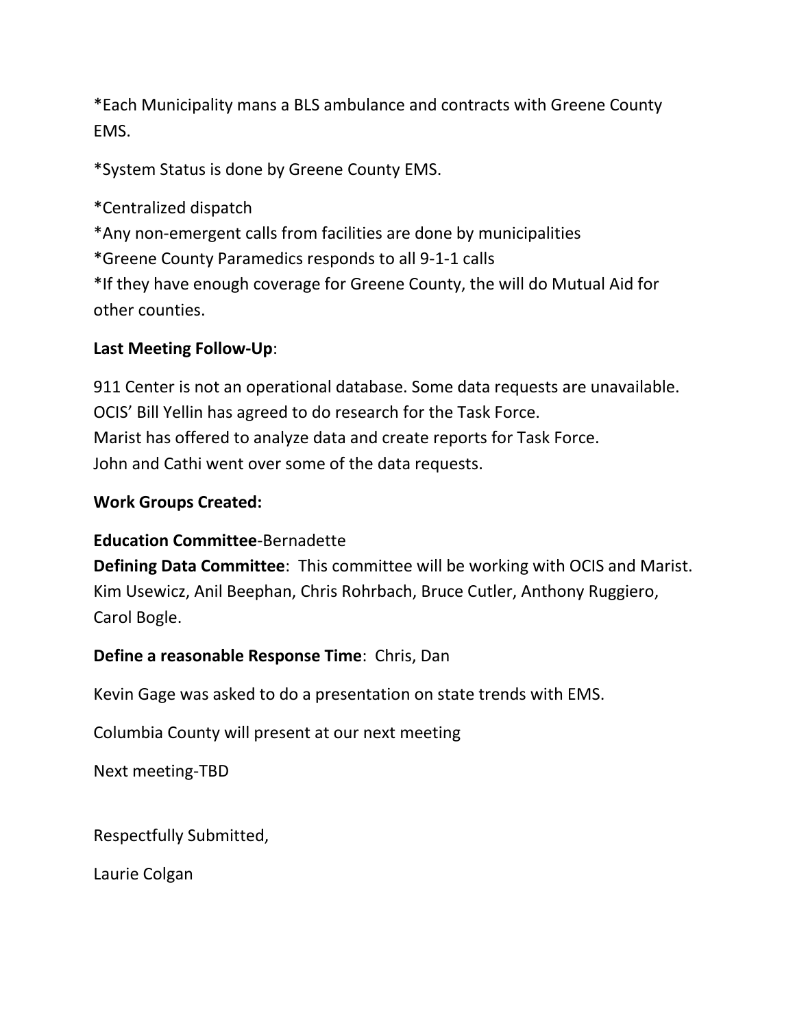*Each Municipality mans a BLS ambulance and contracts with Greene County EMS.

*System Status is done by Greene County EMS.

*Centralized dispatch
*Any non-emergent calls from facilities are done by municipalities
*Greene County Paramedics responds to all 9-1-1 calls
*If they have enough coverage for Greene County, the will do Mutual Aid for other counties.

**Last Meeting Follow-Up**:

911 Center is not an operational database. Some data requests are unavailable.
OCIS' Bill Yellin has agreed to do research for the Task Force.
Marist has offered to analyze data and create reports for Task Force.
John and Cathi went over some of the data requests.

**Work Groups Created:**

**Education Committee**-Bernadette
**Defining Data Committee**: This committee will be working with OCIS and Marist. Kim Usewicz, Anil Beephan, Chris Rohrbach, Bruce Cutler, Anthony Ruggiero, Carol Bogle.

**Define a reasonable Response Time**: Chris, Dan

Kevin Gage was asked to do a presentation on state trends with EMS.

Columbia County will present at our next meeting

Next meeting-TBD

Respectfully Submitted,

Laurie Colgan